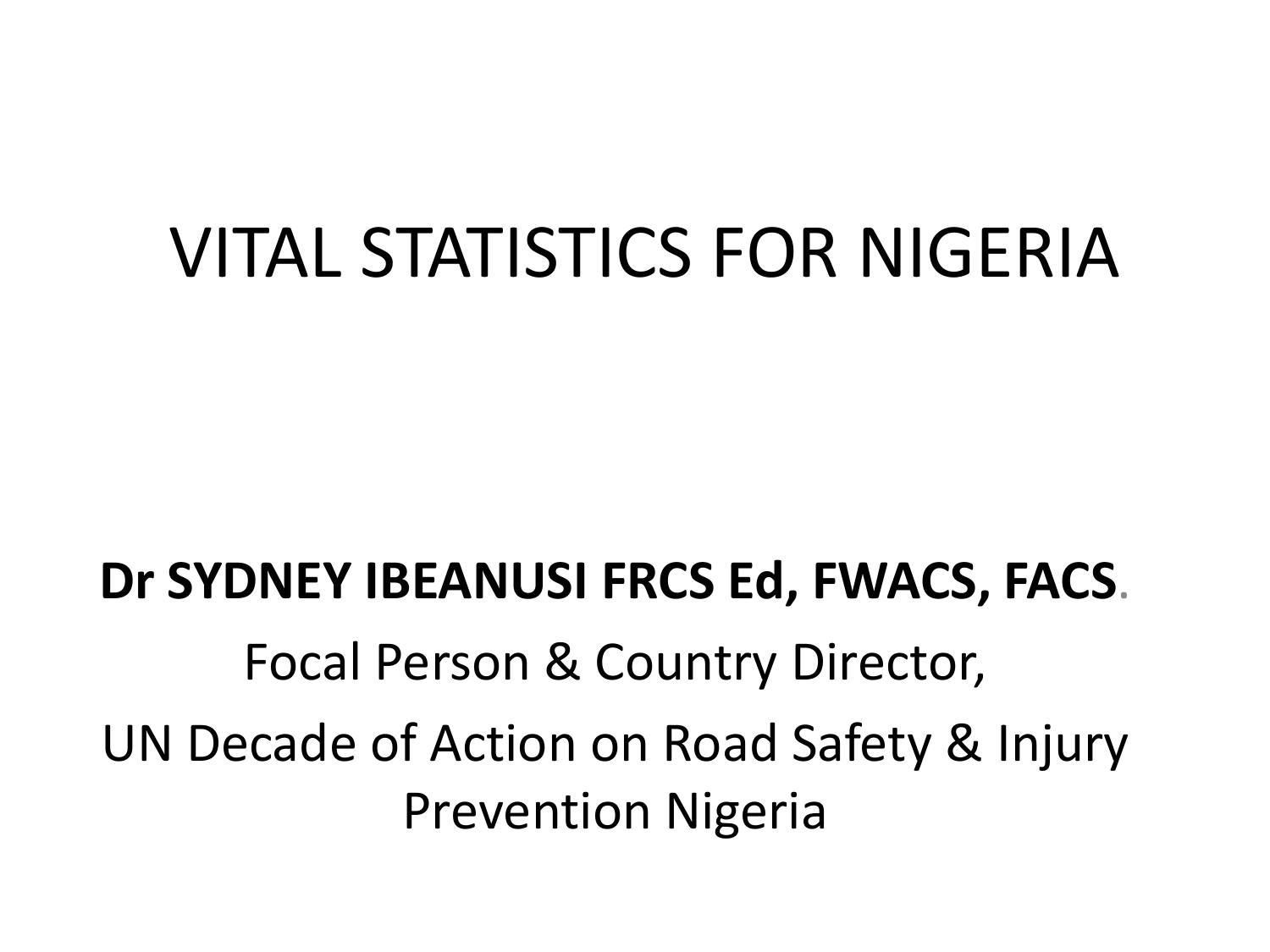# VITAL STATISTICS FOR NIGERIA

**Dr SYDNEY IBEANUSI FRCS Ed, FWACS, FACS**.

Focal Person & Country Director,

UN Decade of Action on Road Safety & Injury Prevention Nigeria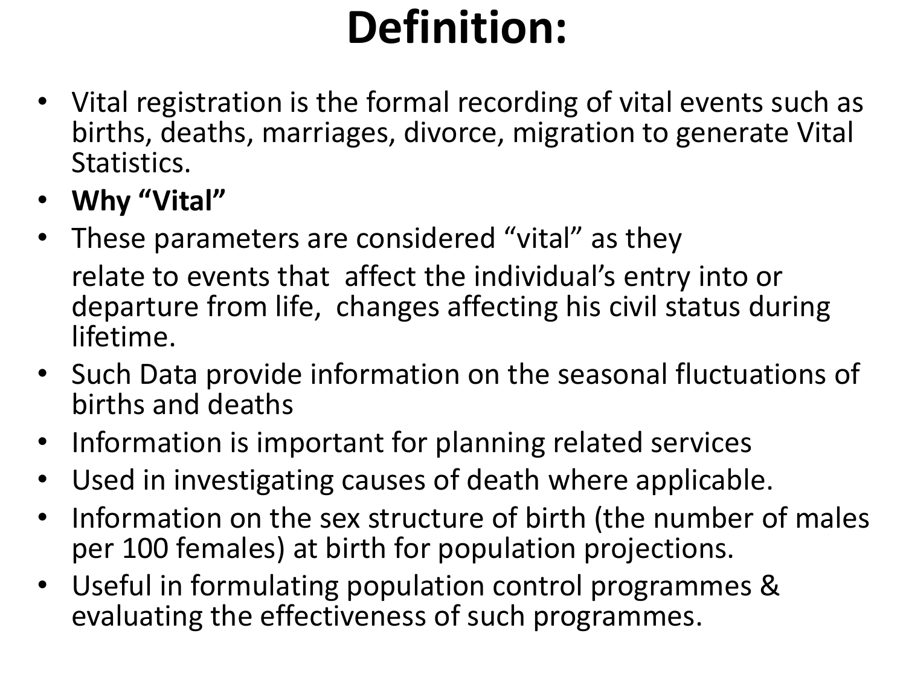# Definition:

- Vital registration is the formal recording of vital events such as births, deaths, marriages, divorce, migration to generate Vital Statistics.
- **Why "Vital"**
- These parameters are considered "vital" as they

  relate to events that affect the individual's entry into or departure from life, changes affecting his civil status during lifetime.
- Such Data provide information on the seasonal fluctuations of births and deaths
- Information is important for planning related services
- Used in investigating causes of death where applicable.
- Information on the sex structure of birth (the number of males per 100 females) at birth for population projections.
- Useful in formulating population control programmes & evaluating the effectiveness of such programmes.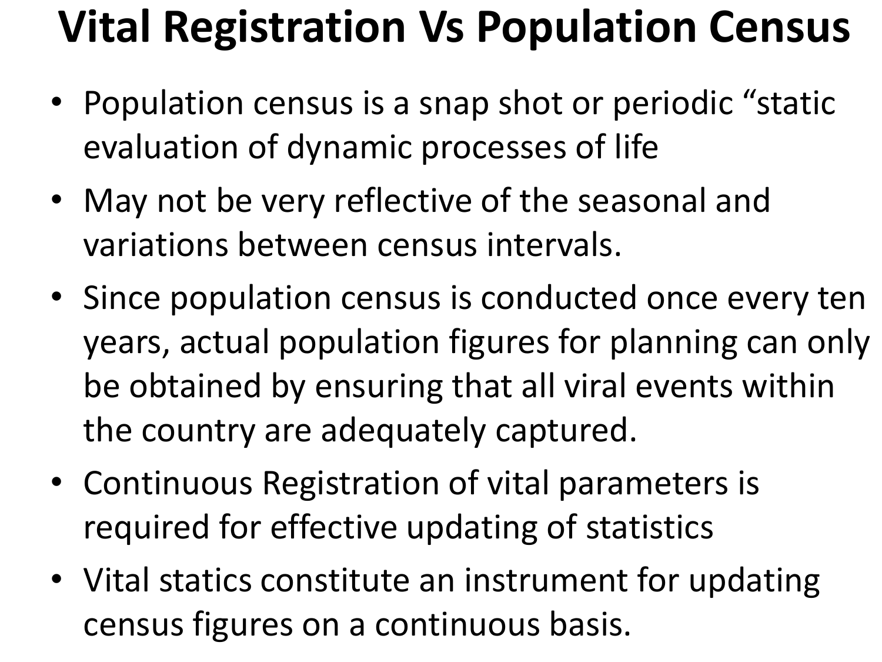# Vital Registration Vs Population Census

- Population census is a snap shot or periodic “static evaluation of dynamic processes of life
- May not be very reflective of the seasonal and variations between census intervals.
- Since population census is conducted once every ten years, actual population figures for planning can only be obtained by ensuring that all viral events within the country are adequately captured.
- Continuous Registration of vital parameters is required for effective updating of statistics
- Vital statics constitute an instrument for updating census figures on a continuous basis.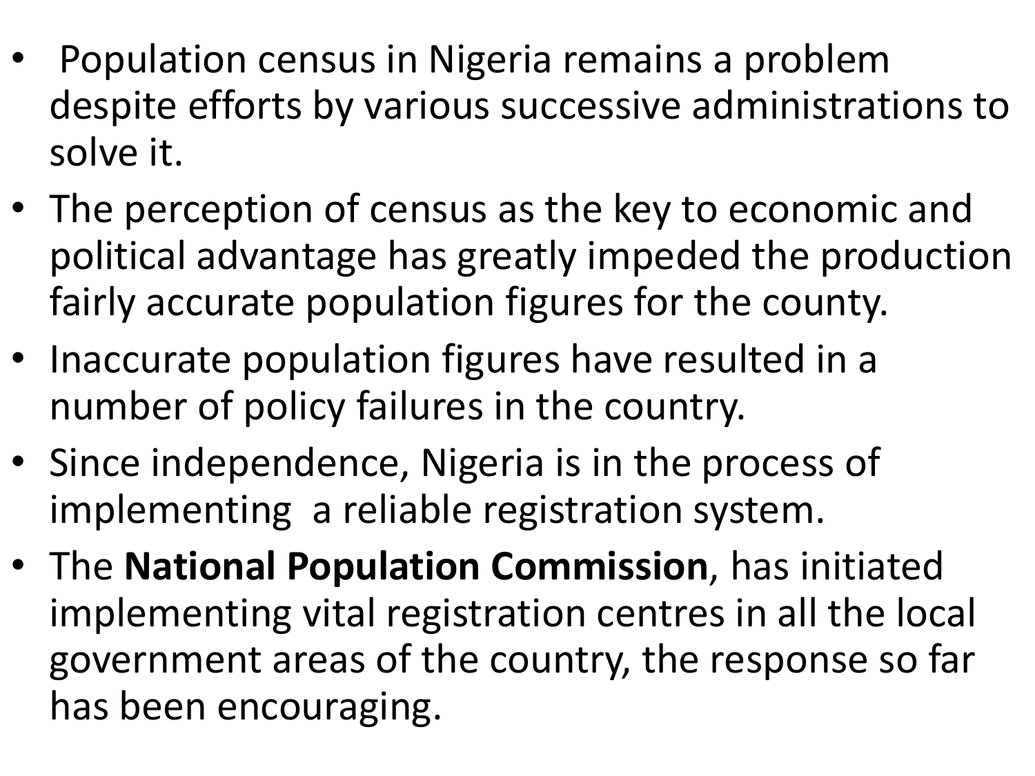- Population census in Nigeria remains a problem despite efforts by various successive administrations to solve it.
- The perception of census as the key to economic and political advantage has greatly impeded the production fairly accurate population figures for the county.
- Inaccurate population figures have resulted in a number of policy failures in the country.
- Since independence, Nigeria is in the process of implementing a reliable registration system.
- The **National Population Commission**, has initiated implementing vital registration centres in all the local government areas of the country, the response so far has been encouraging.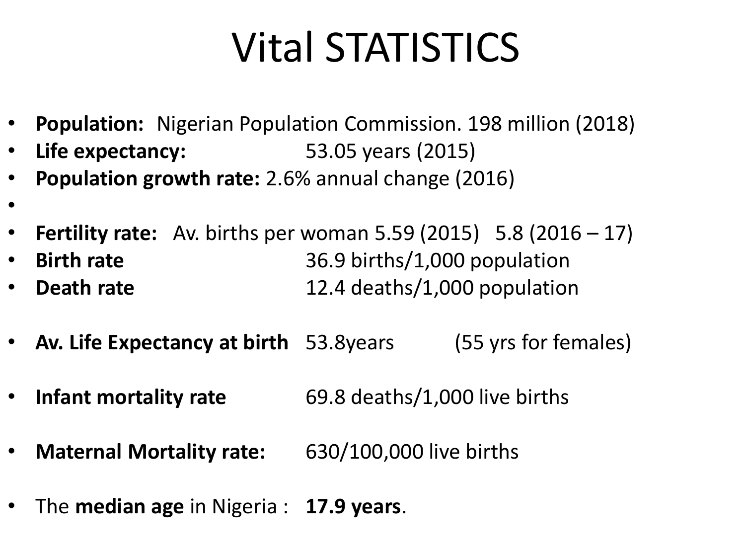# Vital STATISTICS

- **Population:** Nigerian Population Commission. 198 million (2018)
- **Life expectancy:** 53.05 years (2015)
- **Population growth rate:** 2.6% annual change (2016)
- 
- **Fertility rate:** Av. births per woman 5.59 (2015) 5.8 (2016 – 17)
- **Birth rate** 36.9 births/1,000 population
- **Death rate** 12.4 deaths/1,000 population
- **Av. Life Expectancy at birth** 53.8years (55 yrs for females)
- **Infant mortality rate** 69.8 deaths/1,000 live births
- **Maternal Mortality rate:** 630/100,000 live births
- The **median age** in Nigeria : **17.9 years**.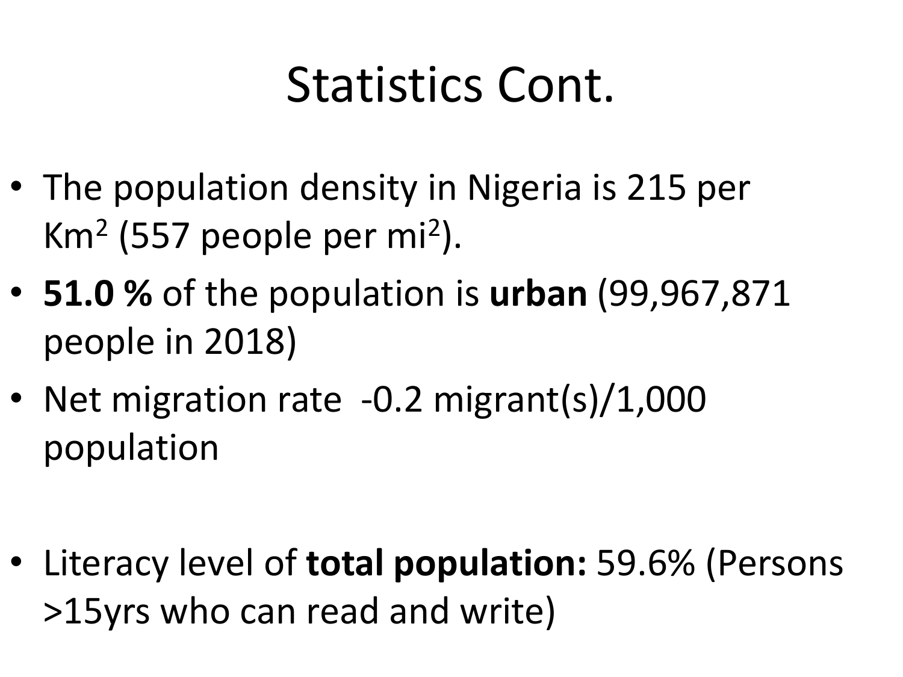# Statistics Cont.

- The population density in Nigeria is 215 per $Km^2$ (557 people per $mi^2$).
- **51.0 %** of the population is **urban** (99,967,871 people in 2018)
- Net migration rate -0.2 migrant(s)/1,000 population
- Literacy level of **total population:** 59.6% (Persons >15yrs who can read and write)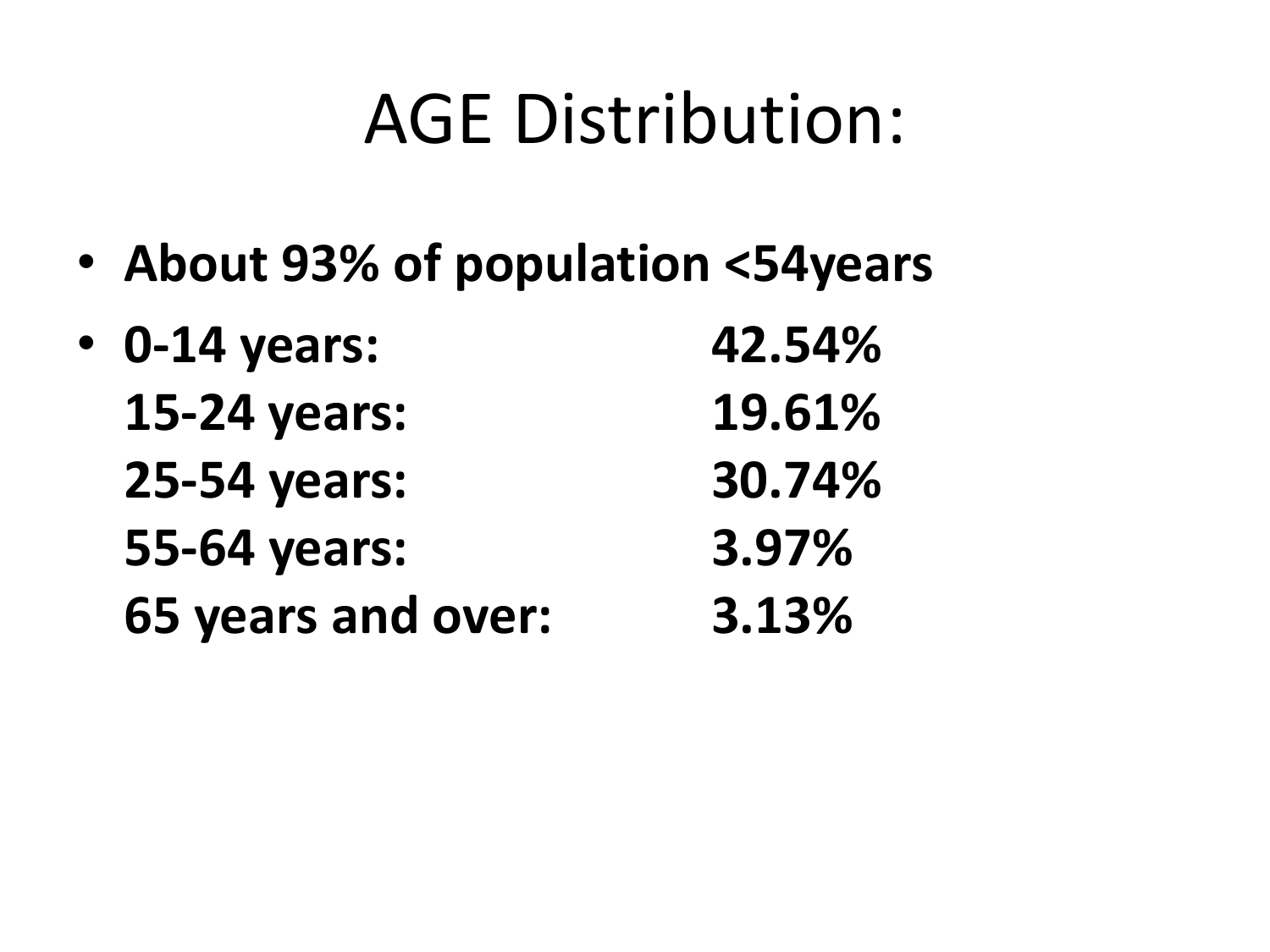# AGE Distribution:

- **About 93% of population <54years**
- **0-14 years: 42.54%**
  **15-24 years: 19.61%**
  **25-54 years: 30.74%**
  **55-64 years: 3.97%**
  **65 years and over: 3.13%**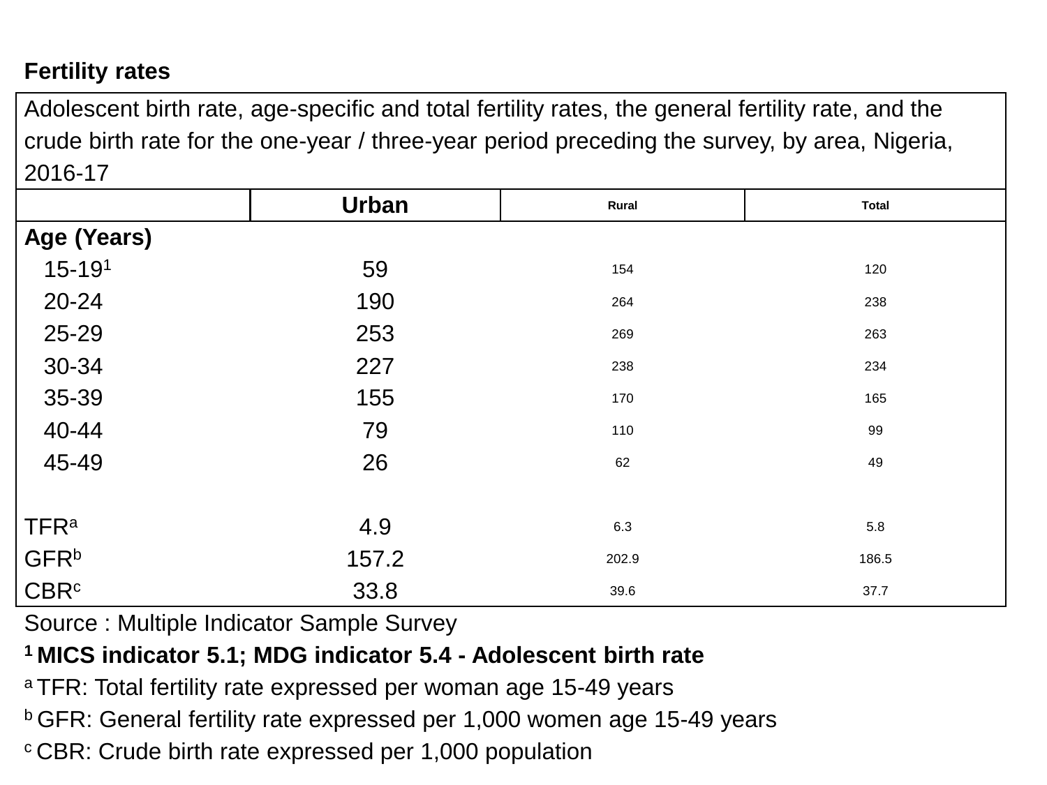**Fertility rates**

| Adolescent birth rate, age-specific and total fertility rates, the general fertility rate, and the crude birth rate for the one-year / three-year period preceding the survey, by area, Nigeria, 2016-17 | | | |
|---|---|---|---|
| | **Urban** | Rural | Total |
| **Age (Years)** | | | |
| 15-19[1] | 59 | 154 | 120 |
| 20-24 | 190 | 264 | 238 |
| 25-29 | 253 | 269 | 263 |
| 30-34 | 227 | 238 | 234 |
| 35-39 | 155 | 170 | 165 |
| 40-44 | 79 | 110 | 99 |
| 45-49 | 26 | 62 | 49 |
| | | | |
| TFR[a] | 4.9 | 6.3 | 5.8 |
| GFR[b] | 157.2 | 202.9 | 186.5 |
| CBR[c] | 33.8 | 39.6 | 37.7 |

Source : Multiple Indicator Sample Survey

**[1] MICS indicator 5.1; MDG indicator 5.4 - Adolescent birth rate**

[a] TFR: Total fertility rate expressed per woman age 15-49 years

[b] GFR: General fertility rate expressed per 1,000 women age 15-49 years

[c] CBR: Crude birth rate expressed per 1,000 population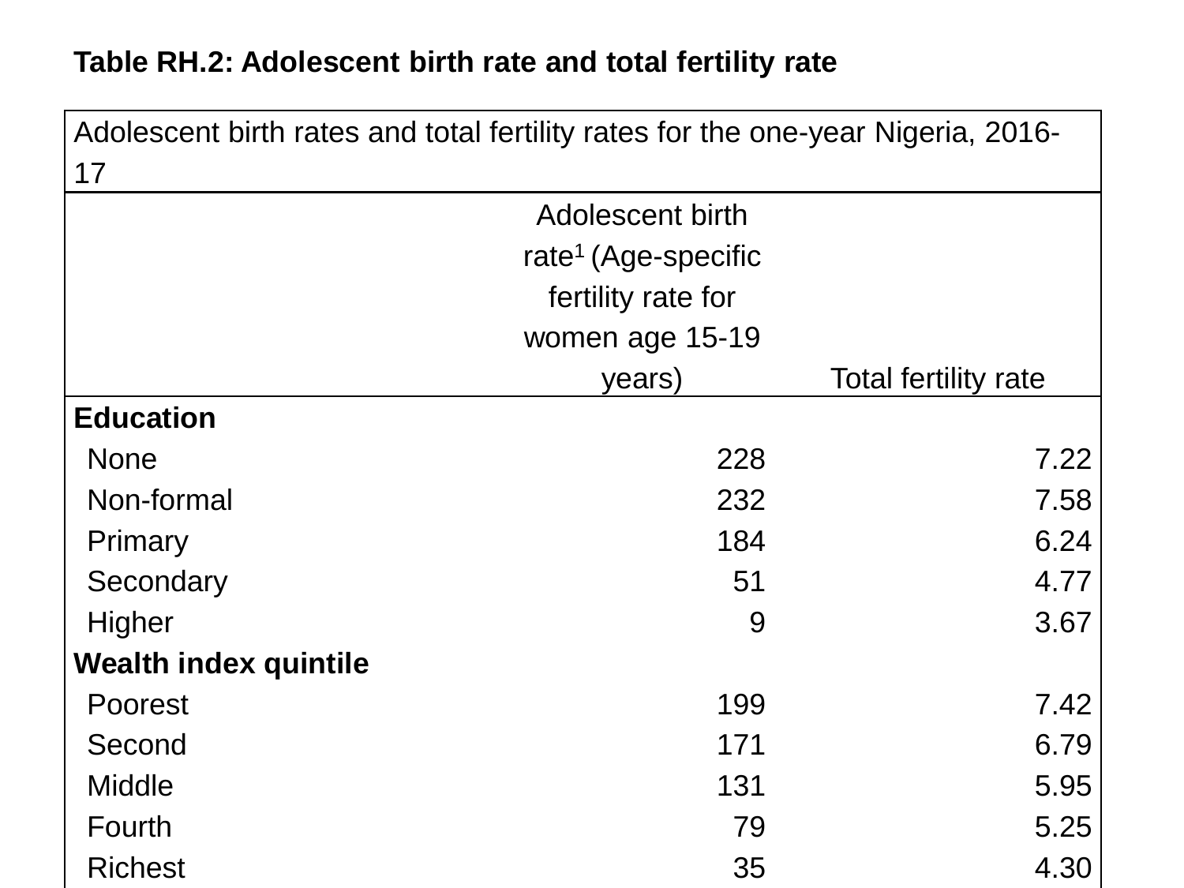**Table RH.2: Adolescent birth rate and total fertility rate**

| Adolescent birth rates and total fertility rates for the one-year Nigeria, 2016-17 | | |
|---|---|---|
| | Adolescent birth rate[1] (Age-specific fertility rate for women age 15-19 years) | Total fertility rate |
| **Education** | | |
| None | 228 | 7.22 |
| Non-formal | 232 | 7.58 |
| Primary | 184 | 6.24 |
| Secondary | 51 | 4.77 |
| Higher | 9 | 3.67 |
| **Wealth index quintile** | | |
| Poorest | 199 | 7.42 |
| Second | 171 | 6.79 |
| Middle | 131 | 5.95 |
| Fourth | 79 | 5.25 |
| Richest | 35 | 4.30 |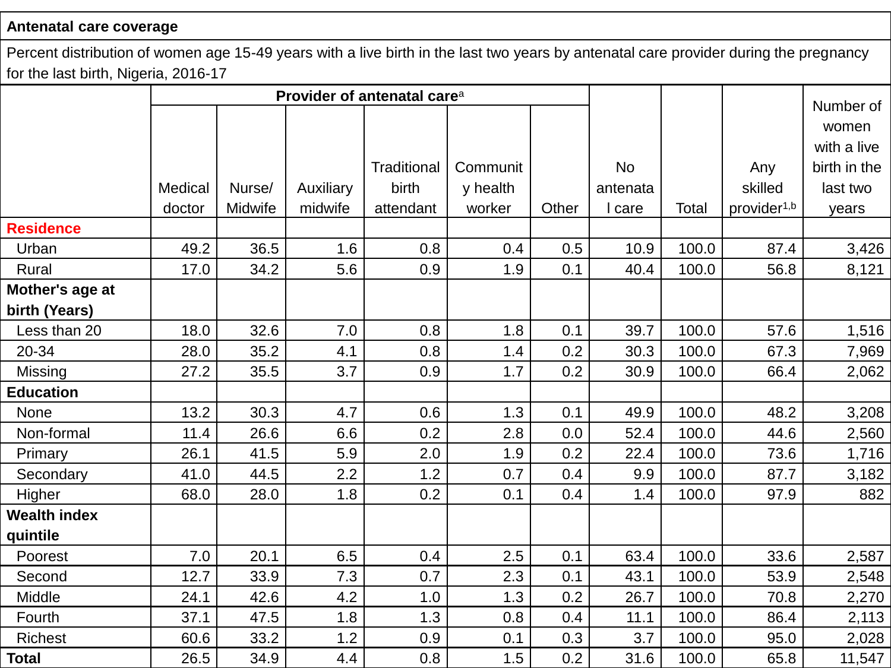**Antenatal care coverage**

Percent distribution of women age 15-49 years with a live birth in the last two years by antenatal care provider during the pregnancy for the last birth, Nigeria, 2016-17

| | Provider of antenatal care[a] | | | | | | No antenatal care | Total | Any skilled provider[1,b] | Number of women with a live birth in the last two years |
|---|---|---|---|---|---|---|---|---|---|---|
| | Medical doctor | Nurse/ Midwife | Auxiliary midwife | Traditional birth attendant | Community health worker | Other | | | | |
| **Residence** | | | | | | | | | | |
| Urban | 49.2 | 36.5 | 1.6 | 0.8 | 0.4 | 0.5 | 10.9 | 100.0 | 87.4 | 3,426 |
| Rural | 17.0 | 34.2 | 5.6 | 0.9 | 1.9 | 0.1 | 40.4 | 100.0 | 56.8 | 8,121 |
| **Mother's age at birth (Years)** | | | | | | | | | | |
| Less than 20 | 18.0 | 32.6 | 7.0 | 0.8 | 1.8 | 0.1 | 39.7 | 100.0 | 57.6 | 1,516 |
| 20-34 | 28.0 | 35.2 | 4.1 | 0.8 | 1.4 | 0.2 | 30.3 | 100.0 | 67.3 | 7,969 |
| Missing | 27.2 | 35.5 | 3.7 | 0.9 | 1.7 | 0.2 | 30.9 | 100.0 | 66.4 | 2,062 |
| **Education** | | | | | | | | | | |
| None | 13.2 | 30.3 | 4.7 | 0.6 | 1.3 | 0.1 | 49.9 | 100.0 | 48.2 | 3,208 |
| Non-formal | 11.4 | 26.6 | 6.6 | 0.2 | 2.8 | 0.0 | 52.4 | 100.0 | 44.6 | 2,560 |
| Primary | 26.1 | 41.5 | 5.9 | 2.0 | 1.9 | 0.2 | 22.4 | 100.0 | 73.6 | 1,716 |
| Secondary | 41.0 | 44.5 | 2.2 | 1.2 | 0.7 | 0.4 | 9.9 | 100.0 | 87.7 | 3,182 |
| Higher | 68.0 | 28.0 | 1.8 | 0.2 | 0.1 | 0.4 | 1.4 | 100.0 | 97.9 | 882 |
| **Wealth index quintile** | | | | | | | | | | |
| Poorest | 7.0 | 20.1 | 6.5 | 0.4 | 2.5 | 0.1 | 63.4 | 100.0 | 33.6 | 2,587 |
| Second | 12.7 | 33.9 | 7.3 | 0.7 | 2.3 | 0.1 | 43.1 | 100.0 | 53.9 | 2,548 |
| Middle | 24.1 | 42.6 | 4.2 | 1.0 | 1.3 | 0.2 | 26.7 | 100.0 | 70.8 | 2,270 |
| Fourth | 37.1 | 47.5 | 1.8 | 1.3 | 0.8 | 0.4 | 11.1 | 100.0 | 86.4 | 2,113 |
| Richest | 60.6 | 33.2 | 1.2 | 0.9 | 0.1 | 0.3 | 3.7 | 100.0 | 95.0 | 2,028 |
| **Total** | 26.5 | 34.9 | 4.4 | 0.8 | 1.5 | 0.2 | 31.6 | 100.0 | 65.8 | 11,547 |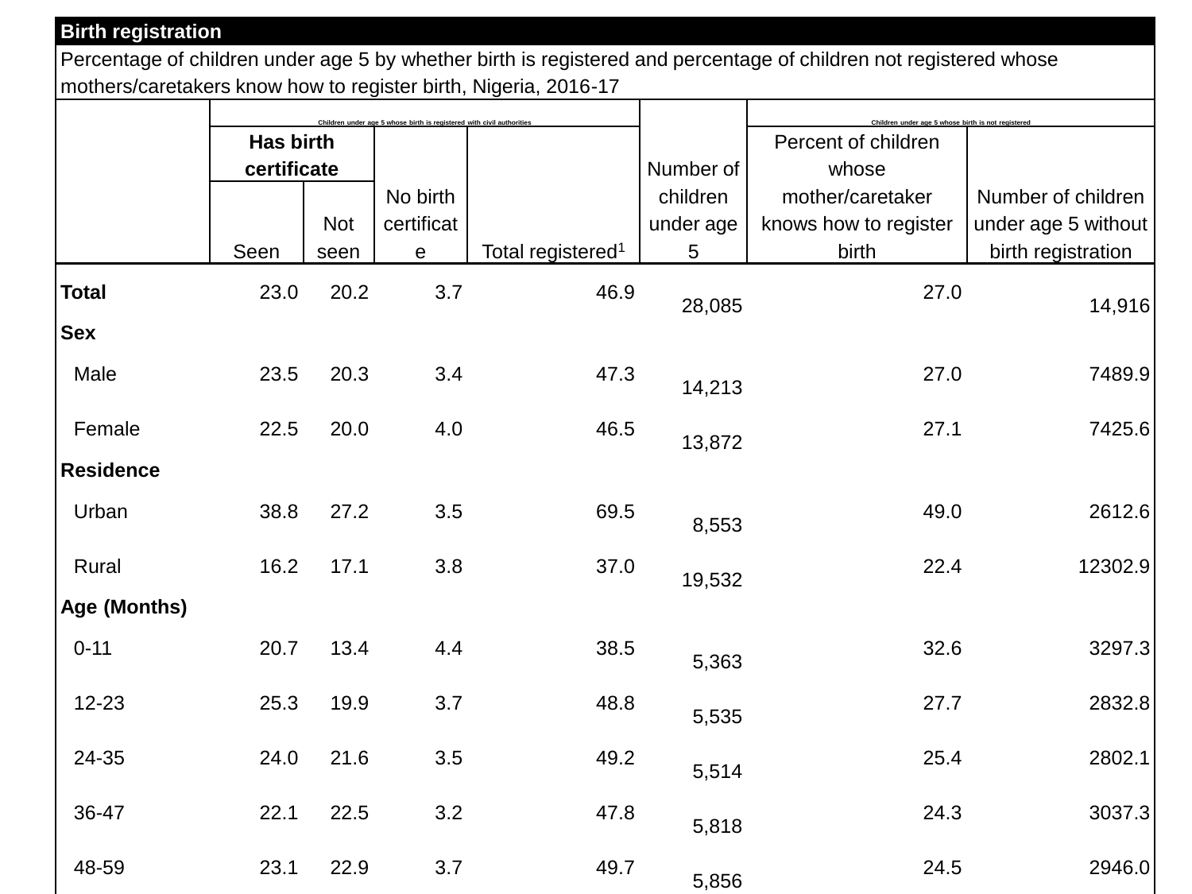| Birth registration | | | | | | | |
|---|---|---|---|---|---|---|---|
| Percentage of children under age 5 by whether birth is registered and percentage of children not registered whose mothers/caretakers know how to register birth, Nigeria, 2016-17 | | | | | | | |
| | Children under age 5 whose birth is registered with civil authorities | | | | Number of children under age 5 | Children under age 5 whose birth is not registered | |
| | Has birth certificate | | No birth certificate | Total registered[1] | | Percent of children whose mother/caretaker knows how to register birth | Number of children under age 5 without birth registration |
| | Seen | Not seen | | | | | |
| **Total** | 23.0 | 20.2 | 3.7 | 46.9 | 28,085 | 27.0 | 14,916 |
| **Sex** | | | | | | | |
| Male | 23.5 | 20.3 | 3.4 | 47.3 | 14,213 | 27.0 | 7489.9 |
| Female | 22.5 | 20.0 | 4.0 | 46.5 | 13,872 | 27.1 | 7425.6 |
| **Residence** | | | | | | | |
| Urban | 38.8 | 27.2 | 3.5 | 69.5 | 8,553 | 49.0 | 2612.6 |
| Rural | 16.2 | 17.1 | 3.8 | 37.0 | 19,532 | 22.4 | 12302.9 |
| **Age (Months)** | | | | | | | |
| 0-11 | 20.7 | 13.4 | 4.4 | 38.5 | 5,363 | 32.6 | 3297.3 |
| 12-23 | 25.3 | 19.9 | 3.7 | 48.8 | 5,535 | 27.7 | 2832.8 |
| 24-35 | 24.0 | 21.6 | 3.5 | 49.2 | 5,514 | 25.4 | 2802.1 |
| 36-47 | 22.1 | 22.5 | 3.2 | 47.8 | 5,818 | 24.3 | 3037.3 |
| 48-59 | 23.1 | 22.9 | 3.7 | 49.7 | 5,856 | 24.5 | 2946.0 |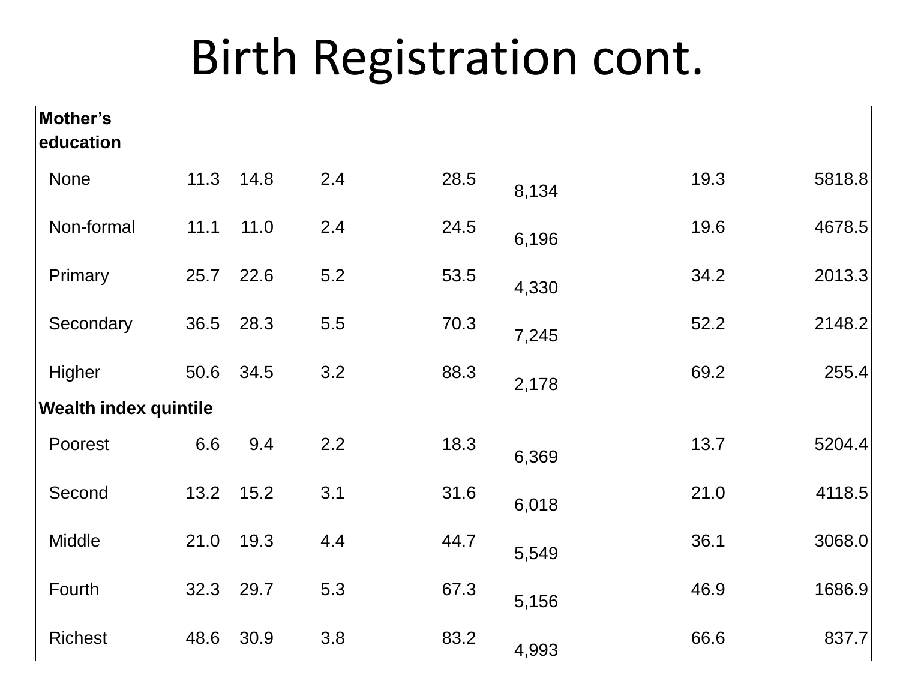# Birth Registration cont.

| | | | | | | | |
|---|---|---|---|---|---|---|---|
| **Mother's education** | | | | | | | |
| None | 11.3 | 14.8 | 2.4 | 28.5 | 8,134 | 19.3 | 5818.8 |
| Non-formal | 11.1 | 11.0 | 2.4 | 24.5 | 6,196 | 19.6 | 4678.5 |
| Primary | 25.7 | 22.6 | 5.2 | 53.5 | 4,330 | 34.2 | 2013.3 |
| Secondary | 36.5 | 28.3 | 5.5 | 70.3 | 7,245 | 52.2 | 2148.2 |
| Higher | 50.6 | 34.5 | 3.2 | 88.3 | 2,178 | 69.2 | 255.4 |
| **Wealth index quintile** | | | | | | | |
| Poorest | 6.6 | 9.4 | 2.2 | 18.3 | 6,369 | 13.7 | 5204.4 |
| Second | 13.2 | 15.2 | 3.1 | 31.6 | 6,018 | 21.0 | 4118.5 |
| Middle | 21.0 | 19.3 | 4.4 | 44.7 | 5,549 | 36.1 | 3068.0 |
| Fourth | 32.3 | 29.7 | 5.3 | 67.3 | 5,156 | 46.9 | 1686.9 |
| Richest | 48.6 | 30.9 | 3.8 | 83.2 | 4,993 | 66.6 | 837.7 |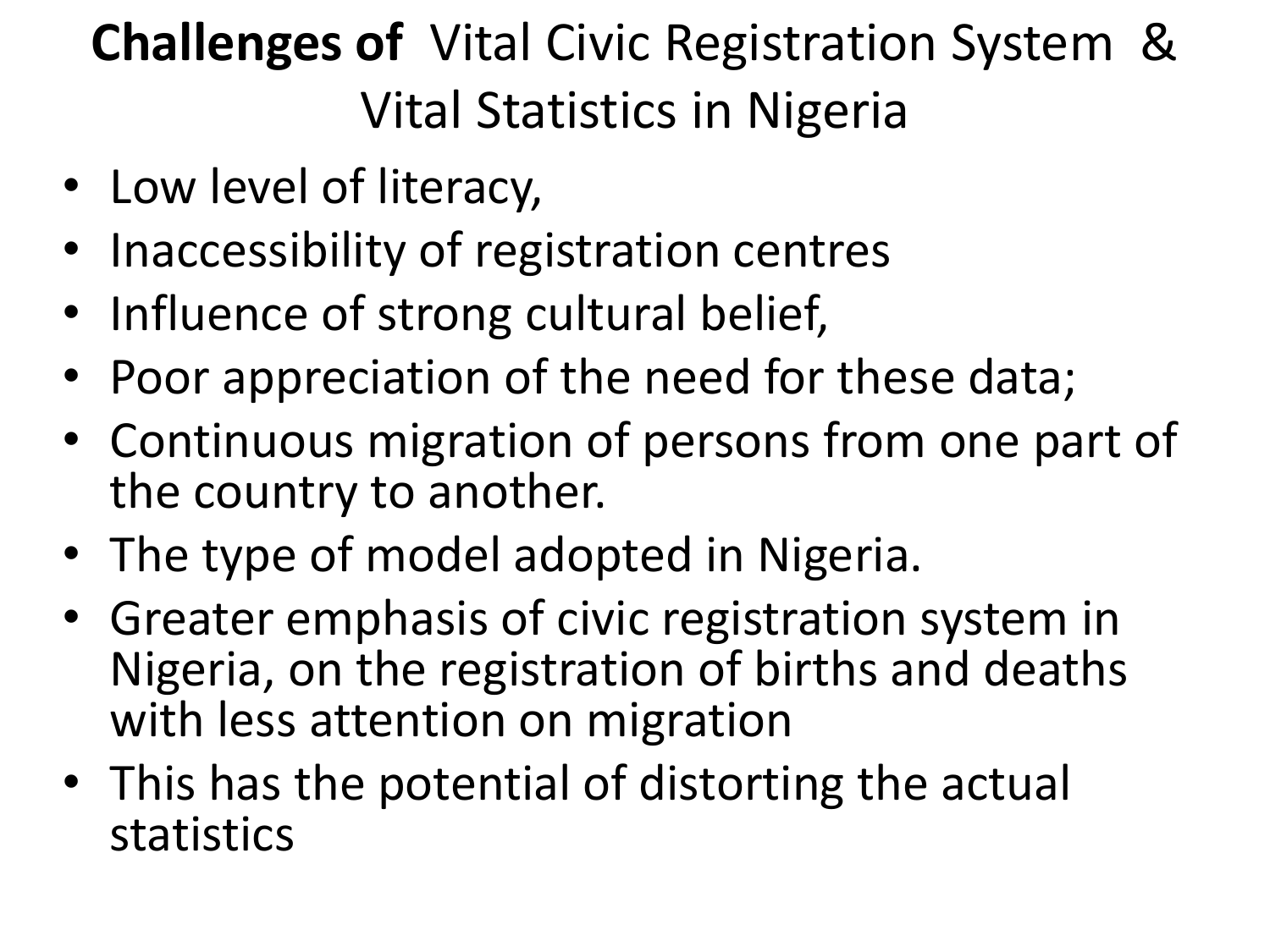# **Challenges of** Vital Civic Registration System & Vital Statistics in Nigeria

- Low level of literacy,
- Inaccessibility of registration centres
- Influence of strong cultural belief,
- Poor appreciation of the need for these data;
- Continuous migration of persons from one part of the country to another.
- The type of model adopted in Nigeria.
- Greater emphasis of civic registration system in Nigeria, on the registration of births and deaths with less attention on migration
- This has the potential of distorting the actual statistics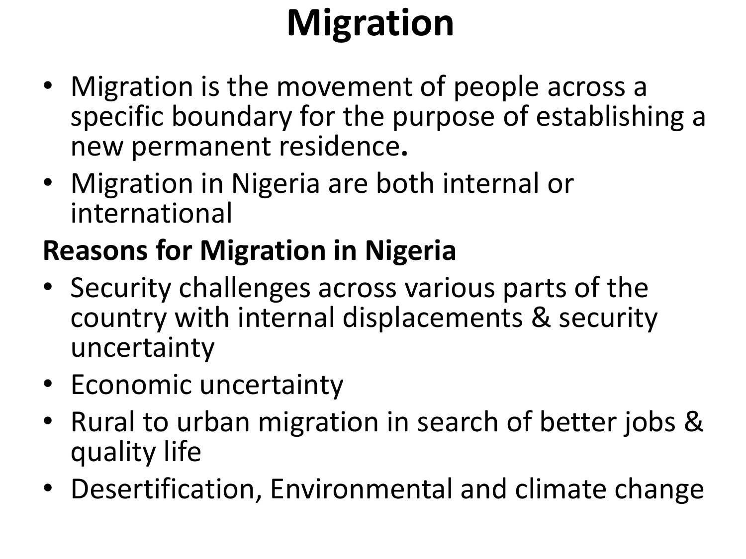# Migration

- Migration is the movement of people across a specific boundary for the purpose of establishing a new permanent residence**.**
- Migration in Nigeria are both internal or international

**Reasons for Migration in Nigeria**

- Security challenges across various parts of the country with internal displacements & security uncertainty
- Economic uncertainty
- Rural to urban migration in search of better jobs & quality life
- Desertification, Environmental and climate change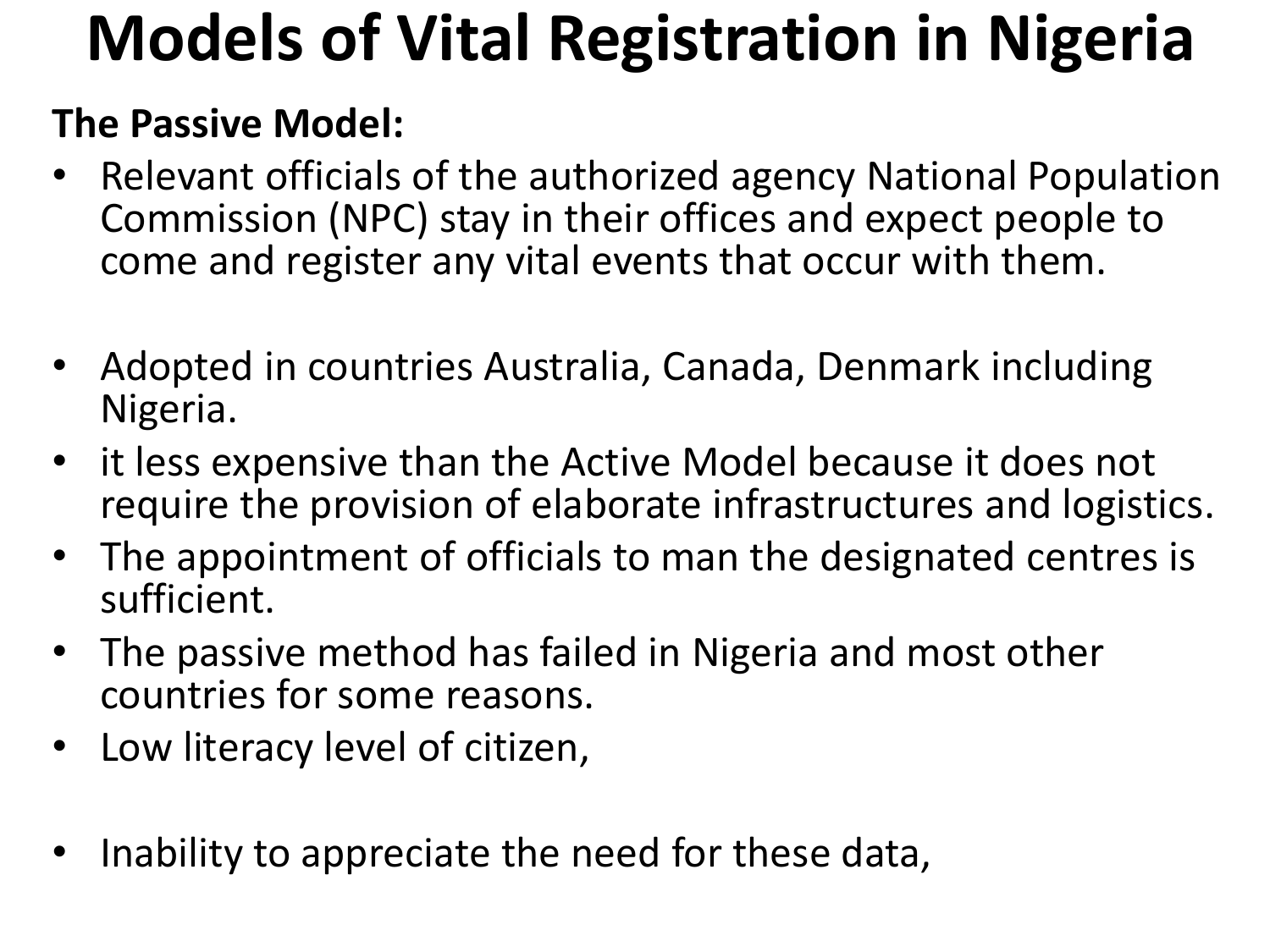# Models of Vital Registration in Nigeria

**The Passive Model:**

- Relevant officials of the authorized agency National Population Commission (NPC) stay in their offices and expect people to come and register any vital events that occur with them.
- Adopted in countries Australia, Canada, Denmark including Nigeria.
- it less expensive than the Active Model because it does not require the provision of elaborate infrastructures and logistics.
- The appointment of officials to man the designated centres is sufficient.
- The passive method has failed in Nigeria and most other countries for some reasons.
- Low literacy level of citizen,
- Inability to appreciate the need for these data,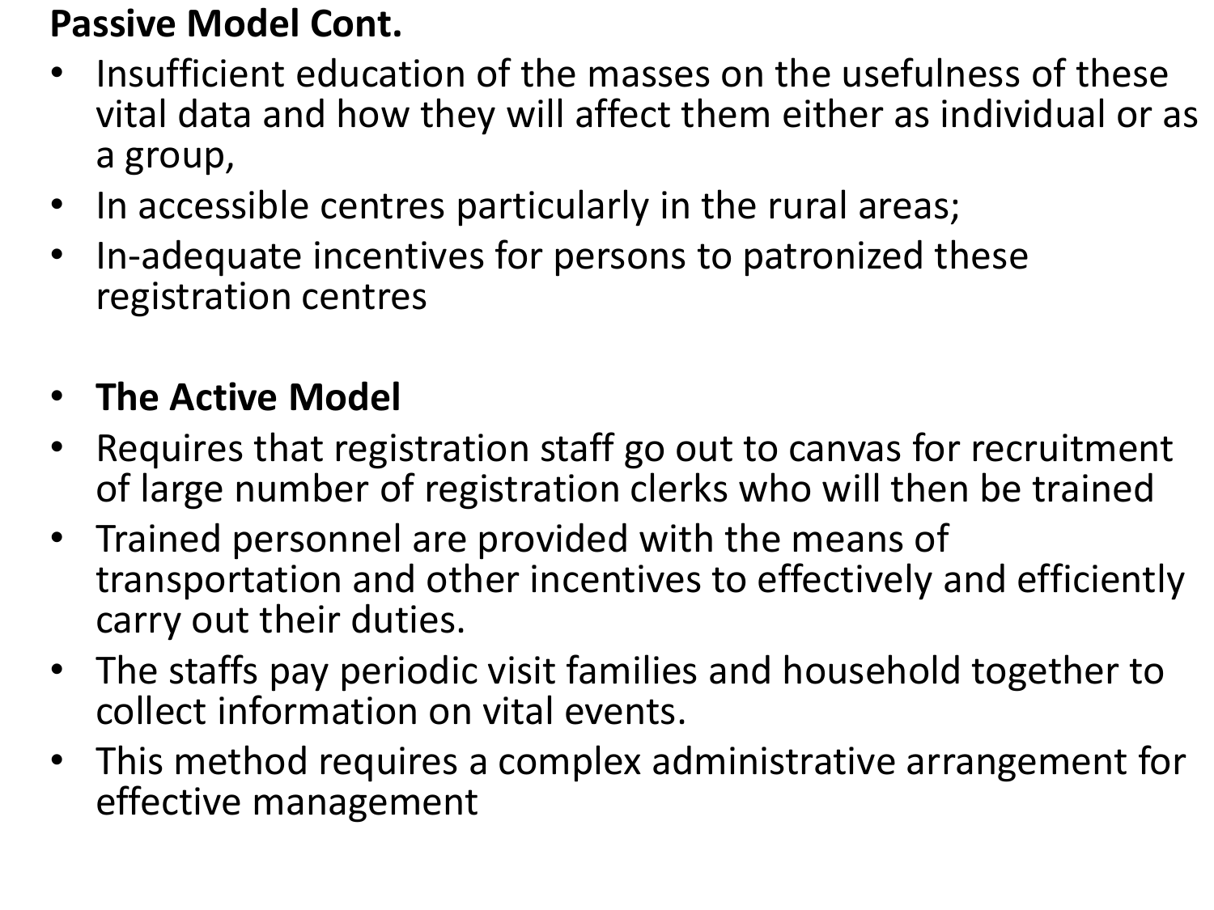**Passive Model Cont.**

- Insufficient education of the masses on the usefulness of these vital data and how they will affect them either as individual or as a group,
- In accessible centres particularly in the rural areas;
- In-adequate incentives for persons to patronized these registration centres

- **The Active Model**
- Requires that registration staff go out to canvas for recruitment of large number of registration clerks who will then be trained
- Trained personnel are provided with the means of transportation and other incentives to effectively and efficiently carry out their duties.
- The staffs pay periodic visit families and household together to collect information on vital events.
- This method requires a complex administrative arrangement for effective management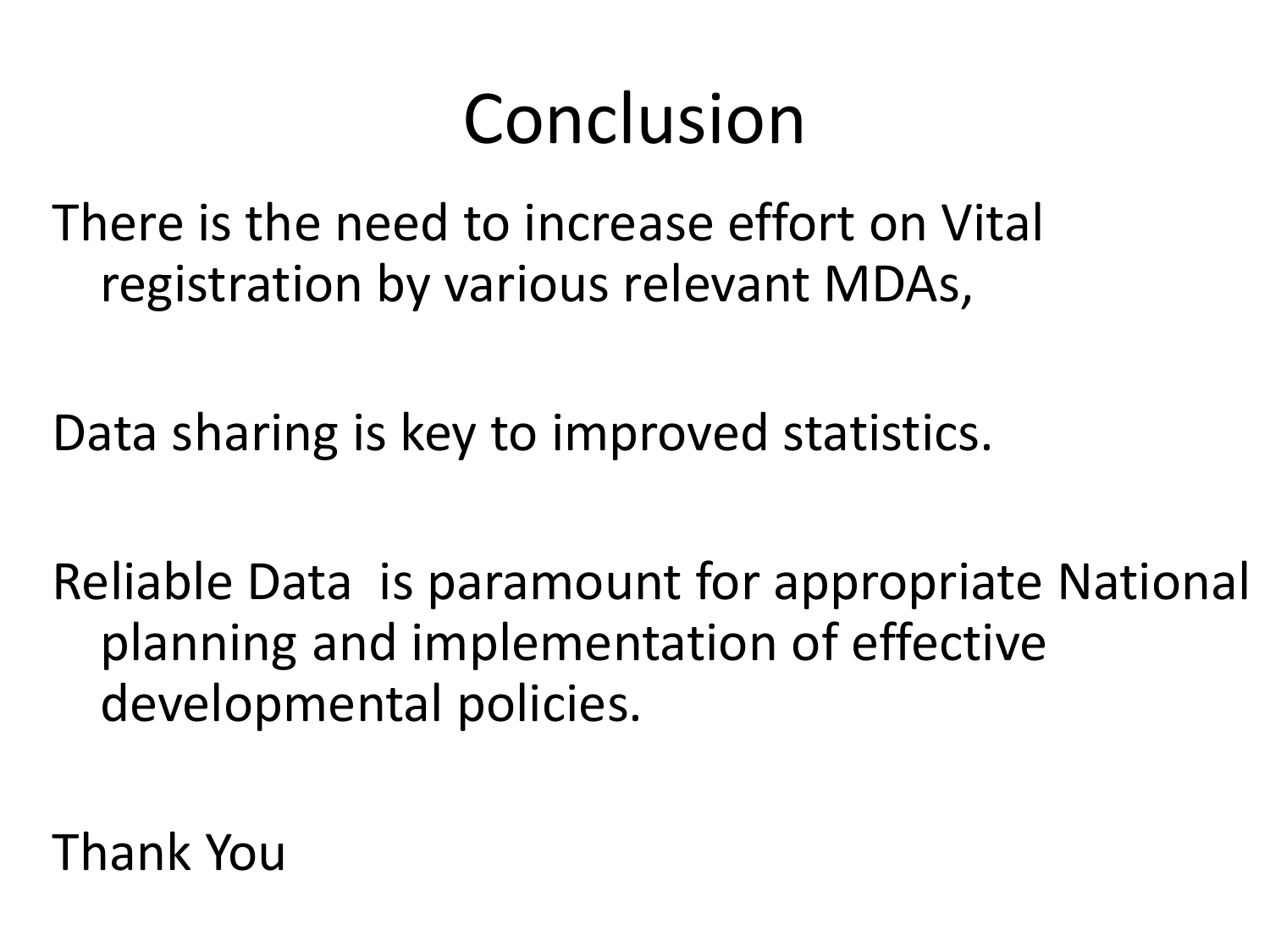# Conclusion

There is the need to increase effort on Vital registration by various relevant MDAs,

Data sharing is key to improved statistics.

Reliable Data is paramount for appropriate National planning and implementation of effective developmental policies.

Thank You